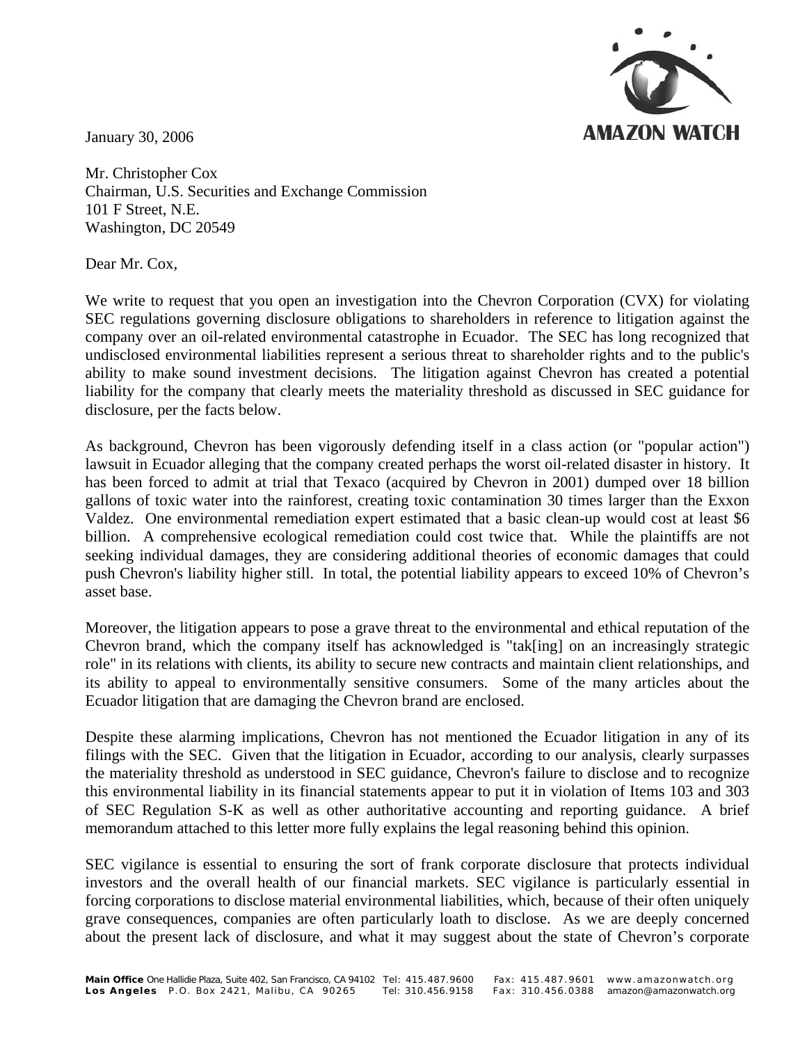AMAZON WATCH

January 30, 2006

Mr. Christopher Cox
Chairman, U.S. Securities and Exchange Commission
101 F Street, N.E.
Washington, DC 20549

Dear Mr. Cox,

We write to request that you open an investigation into the Chevron Corporation (CVX) for violating SEC regulations governing disclosure obligations to shareholders in reference to litigation against the company over an oil-related environmental catastrophe in Ecuador. The SEC has long recognized that undisclosed environmental liabilities represent a serious threat to shareholder rights and to the public's ability to make sound investment decisions. The litigation against Chevron has created a potential liability for the company that clearly meets the materiality threshold as discussed in SEC guidance for disclosure, per the facts below.

As background, Chevron has been vigorously defending itself in a class action (or "popular action") lawsuit in Ecuador alleging that the company created perhaps the worst oil-related disaster in history. It has been forced to admit at trial that Texaco (acquired by Chevron in 2001) dumped over 18 billion gallons of toxic water into the rainforest, creating toxic contamination 30 times larger than the Exxon Valdez. One environmental remediation expert estimated that a basic clean-up would cost at least $6 billion. A comprehensive ecological remediation could cost twice that. While the plaintiffs are not seeking individual damages, they are considering additional theories of economic damages that could push Chevron's liability higher still. In total, the potential liability appears to exceed 10% of Chevron's asset base.

Moreover, the litigation appears to pose a grave threat to the environmental and ethical reputation of the Chevron brand, which the company itself has acknowledged is "tak[ing] on an increasingly strategic role" in its relations with clients, its ability to secure new contracts and maintain client relationships, and its ability to appeal to environmentally sensitive consumers. Some of the many articles about the Ecuador litigation that are damaging the Chevron brand are enclosed.

Despite these alarming implications, Chevron has not mentioned the Ecuador litigation in any of its filings with the SEC. Given that the litigation in Ecuador, according to our analysis, clearly surpasses the materiality threshold as understood in SEC guidance, Chevron's failure to disclose and to recognize this environmental liability in its financial statements appear to put it in violation of Items 103 and 303 of SEC Regulation S-K as well as other authoritative accounting and reporting guidance. A brief memorandum attached to this letter more fully explains the legal reasoning behind this opinion.

SEC vigilance is essential to ensuring the sort of frank corporate disclosure that protects individual investors and the overall health of our financial markets. SEC vigilance is particularly essential in forcing corporations to disclose material environmental liabilities, which, because of their often uniquely grave consequences, companies are often particularly loath to disclose. As we are deeply concerned about the present lack of disclosure, and what it may suggest about the state of Chevron's corporate

**Main Office** One Hallidie Plaza, Suite 402, San Francisco, CA 94102 Tel: 415.487.9600 Fax: 415.487.9601 www.amazonwatch.org
**Los Angeles** P.O. Box 2421, Malibu, CA 90265 Tel: 310.456.9158 Fax: 310.456.0388 amazon@amazonwatch.org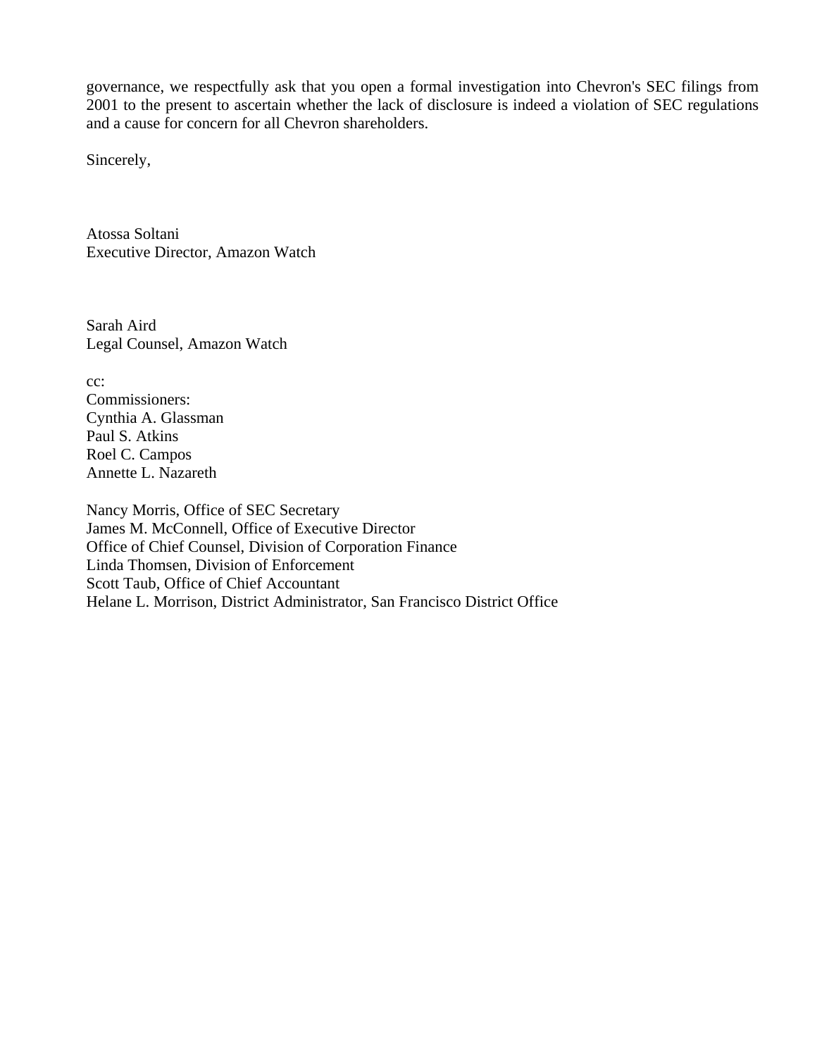governance, we respectfully ask that you open a formal investigation into Chevron's SEC filings from 2001 to the present to ascertain whether the lack of disclosure is indeed a violation of SEC regulations and a cause for concern for all Chevron shareholders.

Sincerely,

Atossa Soltani  
Executive Director, Amazon Watch

Sarah Aird  
Legal Counsel, Amazon Watch

cc:  
Commissioners:  
Cynthia A. Glassman  
Paul S. Atkins  
Roel C. Campos  
Annette L. Nazareth

Nancy Morris, Office of SEC Secretary  
James M. McConnell, Office of Executive Director  
Office of Chief Counsel, Division of Corporation Finance  
Linda Thomsen, Division of Enforcement  
Scott Taub, Office of Chief Accountant  
Helane L. Morrison, District Administrator, San Francisco District Office